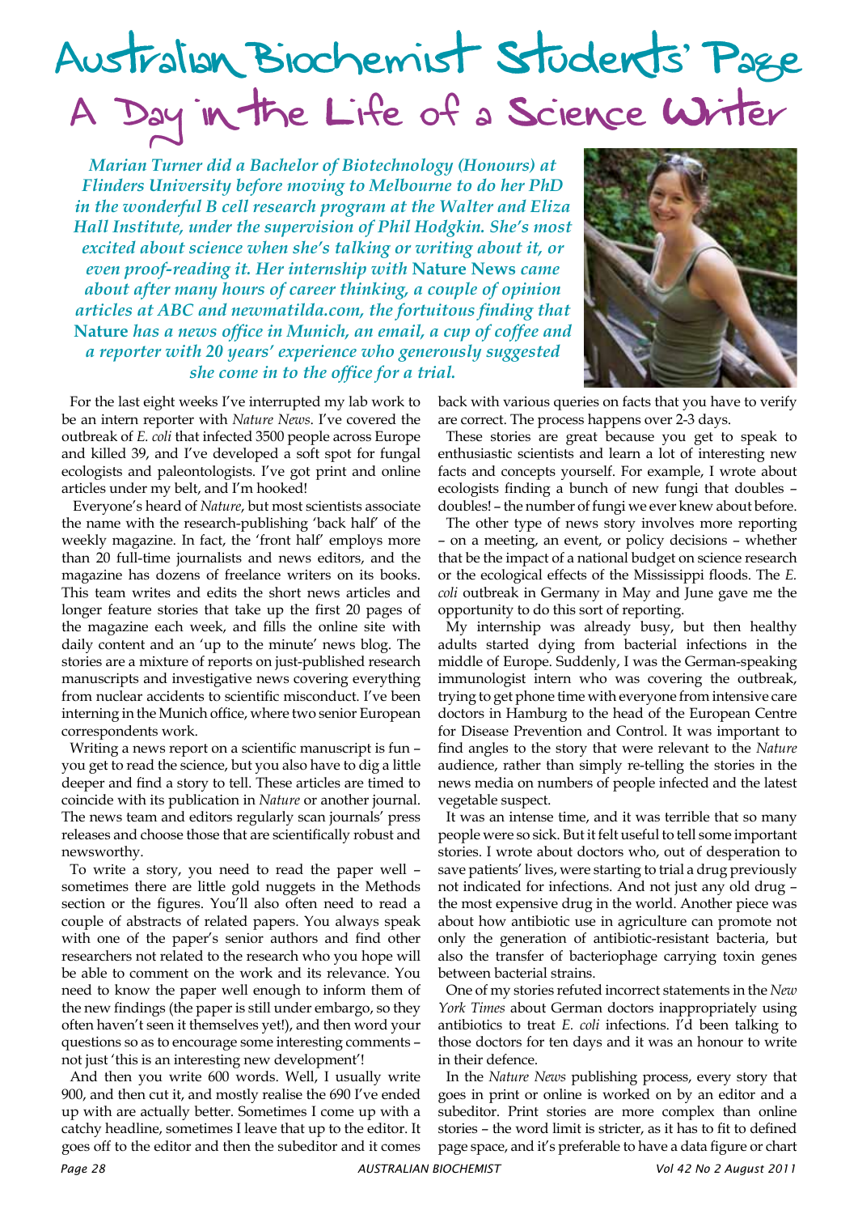# Australian Biochemist Students' Page

## A Day in the Life of a Science Writer

*Marian Turner did a Bachelor of Biotechnology (Honours) at Flinders University before moving to Melbourne to do her PhD in the wonderful B cell research program at the Walter and Eliza Hall Institute, under the supervision of Phil Hodgkin. She's most excited about science when she's talking or writing about it, or even proof-reading it. Her internship with* **Nature News** *came about after many hours of career thinking, a couple of opinion articles at ABC and newmatilda.com, the fortuitous finding that* **Nature** *has a news office in Munich, an email, a cup of coffee and a reporter with 20 years' experience who generously suggested she come in to the office for a trial.*

For the last eight weeks I've interrupted my lab work to be an intern reporter with *Nature News*. I've covered the outbreak of *E. coli* that infected 3500 people across Europe and killed 39, and I've developed a soft spot for fungal ecologists and paleontologists. I've got print and online articles under my belt, and I'm hooked!

Everyone's heard of *Nature*, but most scientists associate the name with the research-publishing 'back half' of the weekly magazine. In fact, the 'front half' employs more than 20 full-time journalists and news editors, and the magazine has dozens of freelance writers on its books. This team writes and edits the short news articles and longer feature stories that take up the first 20 pages of the magazine each week, and fills the online site with daily content and an 'up to the minute' news blog. The stories are a mixture of reports on just-published research manuscripts and investigative news covering everything from nuclear accidents to scientific misconduct. I've been interning in the Munich office, where two senior European correspondents work.

Writing a news report on a scientific manuscript is fun – you get to read the science, but you also have to dig a little deeper and find a story to tell. These articles are timed to coincide with its publication in *Nature* or another journal. The news team and editors regularly scan journals' press releases and choose those that are scientifically robust and newsworthy.

To write a story, you need to read the paper well – sometimes there are little gold nuggets in the Methods section or the figures. You'll also often need to read a couple of abstracts of related papers. You always speak with one of the paper's senior authors and find other researchers not related to the research who you hope will be able to comment on the work and its relevance. You need to know the paper well enough to inform them of the new findings (the paper is still under embargo, so they often haven't seen it themselves yet!), and then word your questions so as to encourage some interesting comments – not just 'this is an interesting new development'!

And then you write 600 words. Well, I usually write 900, and then cut it, and mostly realise the 690 I've ended up with are actually better. Sometimes I come up with a catchy headline, sometimes I leave that up to the editor. It goes off to the editor and then the subeditor and it comes back with various queries on facts that you have to verify are correct. The process happens over 2-3 days.

These stories are great because you get to speak to enthusiastic scientists and learn a lot of interesting new facts and concepts yourself. For example, I wrote about ecologists finding a bunch of new fungi that doubles – doubles! – the number of fungi we ever knew about before.

The other type of news story involves more reporting – on a meeting, an event, or policy decisions – whether that be the impact of a national budget on science research or the ecological effects of the Mississippi floods. The *E. coli* outbreak in Germany in May and June gave me the opportunity to do this sort of reporting.

My internship was already busy, but then healthy adults started dying from bacterial infections in the middle of Europe. Suddenly, I was the German-speaking immunologist intern who was covering the outbreak, trying to get phone time with everyone from intensive care doctors in Hamburg to the head of the European Centre for Disease Prevention and Control. It was important to find angles to the story that were relevant to the *Nature* audience, rather than simply re-telling the stories in the news media on numbers of people infected and the latest vegetable suspect.

It was an intense time, and it was terrible that so many people were so sick. But it felt useful to tell some important stories. I wrote about doctors who, out of desperation to save patients' lives, were starting to trial a drug previously not indicated for infections. And not just any old drug – the most expensive drug in the world. Another piece was about how antibiotic use in agriculture can promote not only the generation of antibiotic-resistant bacteria, but also the transfer of bacteriophage carrying toxin genes between bacterial strains.

One of my stories refuted incorrect statements in the *New York Times* about German doctors inappropriately using antibiotics to treat *E. coli* infections. I'd been talking to those doctors for ten days and it was an honour to write in their defence.

In the *Nature News* publishing process, every story that goes in print or online is worked on by an editor and a subeditor. Print stories are more complex than online stories – the word limit is stricter, as it has to fit to defined page space, and it's preferable to have a data figure or chart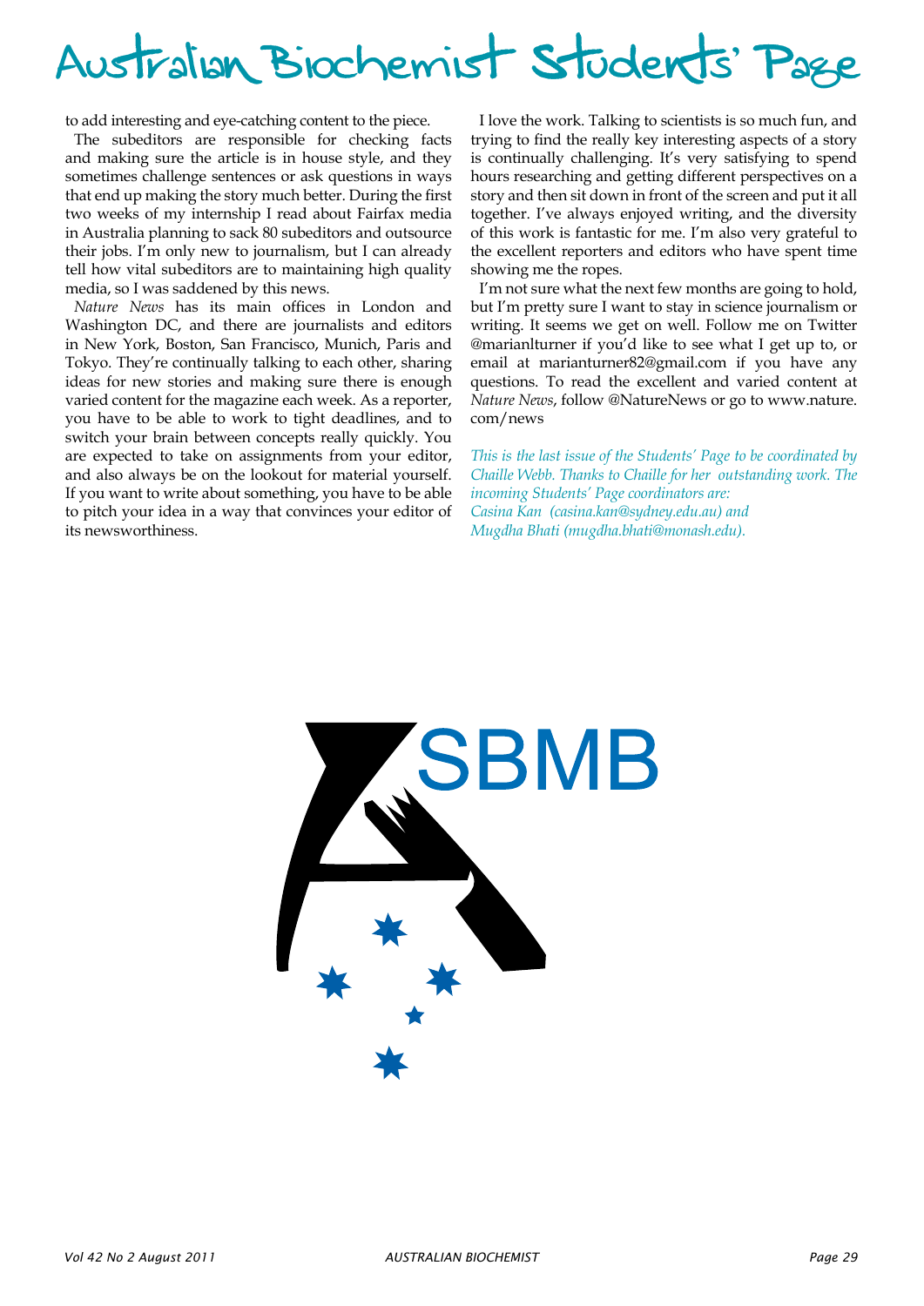to add interesting and eye-catching content to the piece.

The subeditors are responsible for checking facts and making sure the article is in house style, and they sometimes challenge sentences or ask questions in ways that end up making the story much better. During the first two weeks of my internship I read about Fairfax media in Australia planning to sack 80 subeditors and outsource their jobs. I'm only new to journalism, but I can already tell how vital subeditors are to maintaining high quality media, so I was saddened by this news.

*Nature News* has its main offices in London and Washington DC, and there are journalists and editors in New York, Boston, San Francisco, Munich, Paris and Tokyo. They're continually talking to each other, sharing ideas for new stories and making sure there is enough varied content for the magazine each week. As a reporter, you have to be able to work to tight deadlines, and to switch your brain between concepts really quickly. You are expected to take on assignments from your editor, and also always be on the lookout for material yourself. If you want to write about something, you have to be able to pitch your idea in a way that convinces your editor of its newsworthiness.

I love the work. Talking to scientists is so much fun, and trying to find the really key interesting aspects of a story is continually challenging. It's very satisfying to spend hours researching and getting different perspectives on a story and then sit down in front of the screen and put it all together. I've always enjoyed writing, and the diversity of this work is fantastic for me. I'm also very grateful to the excellent reporters and editors who have spent time showing me the ropes.

I'm not sure what the next few months are going to hold, but I'm pretty sure I want to stay in science journalism or writing. It seems we get on well. Follow me on Twitter @marianlturner if you'd like to see what I get up to, or email at marianturner82@gmail.com if you have any questions. To read the excellent and varied content at *Nature News*, follow @NatureNews or go to www.nature.com/news

*This is the last issue of the Students' Page to be coordinated by Chaille Webb. Thanks to Chaille for her outstanding work. The incoming Students' Page coordinators are:*
*Casina Kan (casina.kan@sydney.edu.au) and*
*Mugdha Bhati (mugdha.bhati@monash.edu).*